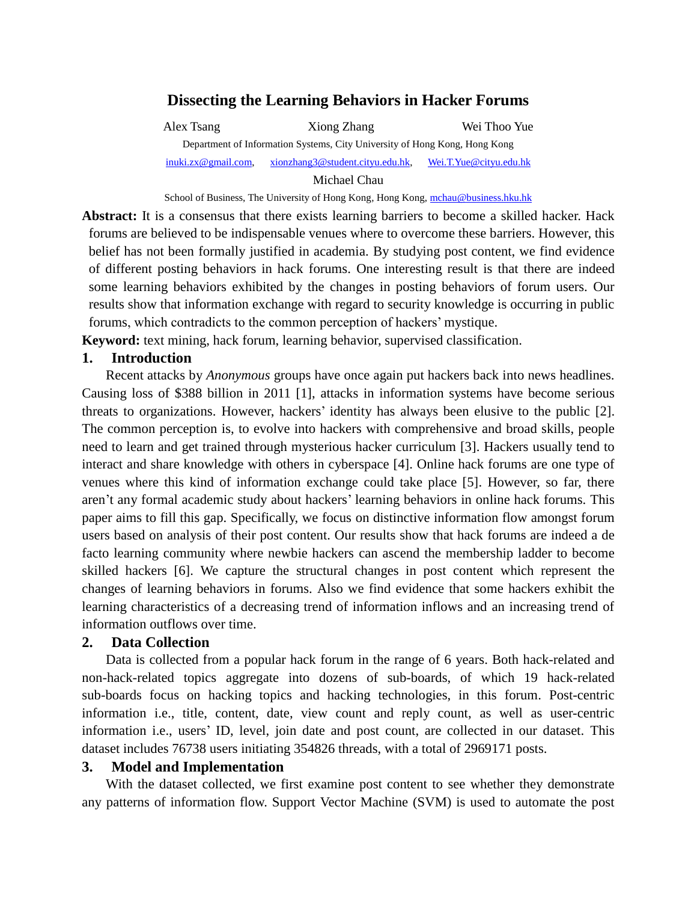# Dissecting the Learning Behaviors in Hacker Forums

Alex Tsang    Xiong Zhang    Wei Thoo Yue

Department of Information Systems, City University of Hong Kong, Hong Kong

inuki.zx@gmail.com, xionzhang3@student.cityu.edu.hk, Wei.T.Yue@cityu.edu.hk

Michael Chau

School of Business, The University of Hong Kong, Hong Kong, mchau@business.hku.hk

**Abstract:** It is a consensus that there exists learning barriers to become a skilled hacker. Hack forums are believed to be indispensable venues where to overcome these barriers. However, this belief has not been formally justified in academia. By studying post content, we find evidence of different posting behaviors in hack forums. One interesting result is that there are indeed some learning behaviors exhibited by the changes in posting behaviors of forum users. Our results show that information exchange with regard to security knowledge is occurring in public forums, which contradicts to the common perception of hackers' mystique.

**Keyword:** text mining, hack forum, learning behavior, supervised classification.

## 1. Introduction

Recent attacks by *Anonymous* groups have once again put hackers back into news headlines. Causing loss of $388 billion in 2011 [1], attacks in information systems have become serious threats to organizations. However, hackers' identity has always been elusive to the public [2]. The common perception is, to evolve into hackers with comprehensive and broad skills, people need to learn and get trained through mysterious hacker curriculum [3]. Hackers usually tend to interact and share knowledge with others in cyberspace [4]. Online hack forums are one type of venues where this kind of information exchange could take place [5]. However, so far, there aren't any formal academic study about hackers' learning behaviors in online hack forums. This paper aims to fill this gap. Specifically, we focus on distinctive information flow amongst forum users based on analysis of their post content. Our results show that hack forums are indeed a de facto learning community where newbie hackers can ascend the membership ladder to become skilled hackers [6]. We capture the structural changes in post content which represent the changes of learning behaviors in forums. Also we find evidence that some hackers exhibit the learning characteristics of a decreasing trend of information inflows and an increasing trend of information outflows over time.

## 2. Data Collection

Data is collected from a popular hack forum in the range of 6 years. Both hack-related and non-hack-related topics aggregate into dozens of sub-boards, of which 19 hack-related sub-boards focus on hacking topics and hacking technologies, in this forum. Post-centric information i.e., title, content, date, view count and reply count, as well as user-centric information i.e., users' ID, level, join date and post count, are collected in our dataset. This dataset includes 76738 users initiating 354826 threads, with a total of 2969171 posts.

## 3. Model and Implementation

With the dataset collected, we first examine post content to see whether they demonstrate any patterns of information flow. Support Vector Machine (SVM) is used to automate the post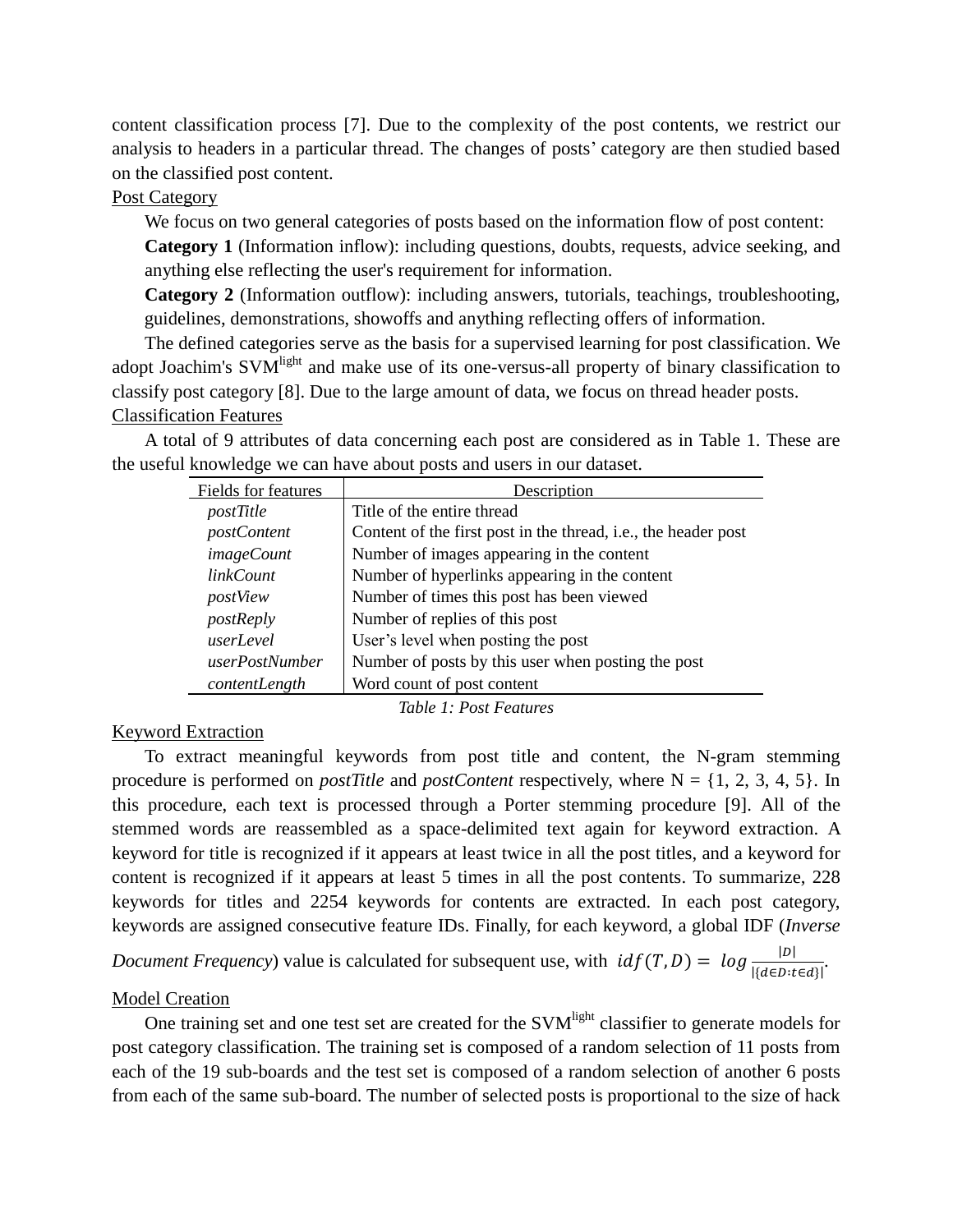content classification process [7]. Due to the complexity of the post contents, we restrict our analysis to headers in a particular thread. The changes of posts' category are then studied based on the classified post content.

Post Category

We focus on two general categories of posts based on the information flow of post content:

**Category 1** (Information inflow): including questions, doubts, requests, advice seeking, and anything else reflecting the user's requirement for information.

**Category 2** (Information outflow): including answers, tutorials, teachings, troubleshooting, guidelines, demonstrations, showoffs and anything reflecting offers of information.

The defined categories serve as the basis for a supervised learning for post classification. We adopt Joachim's SVM$^{light}$ and make use of its one-versus-all property of binary classification to classify post category [8]. Due to the large amount of data, we focus on thread header posts.

Classification Features

A total of 9 attributes of data concerning each post are considered as in Table 1. These are the useful knowledge we can have about posts and users in our dataset.

| Fields for features | Description |
|---|---|
| *postTitle* | Title of the entire thread |
| *postContent* | Content of the first post in the thread, i.e., the header post |
| *imageCount* | Number of images appearing in the content |
| *linkCount* | Number of hyperlinks appearing in the content |
| *postView* | Number of times this post has been viewed |
| *postReply* | Number of replies of this post |
| *userLevel* | User's level when posting the post |
| *userPostNumber* | Number of posts by this user when posting the post |
| *contentLength* | Word count of post content |

*Table 1: Post Features*

Keyword Extraction

To extract meaningful keywords from post title and content, the N-gram stemming procedure is performed on *postTitle* and *postContent* respectively, where N = {1, 2, 3, 4, 5}. In this procedure, each text is processed through a Porter stemming procedure [9]. All of the stemmed words are reassembled as a space-delimited text again for keyword extraction. A keyword for title is recognized if it appears at least twice in all the post titles, and a keyword for content is recognized if it appears at least 5 times in all the post contents. To summarize, 228 keywords for titles and 2254 keywords for contents are extracted. In each post category, keywords are assigned consecutive feature IDs. Finally, for each keyword, a global IDF (*Inverse Document Frequency*) value is calculated for subsequent use, with $idf(T, D) = log \frac{|D|}{|\{d \in D : t \in d\}|}$.

Model Creation

One training set and one test set are created for the SVM$^{light}$ classifier to generate models for post category classification. The training set is composed of a random selection of 11 posts from each of the 19 sub-boards and the test set is composed of a random selection of another 6 posts from each of the same sub-board. The number of selected posts is proportional to the size of hack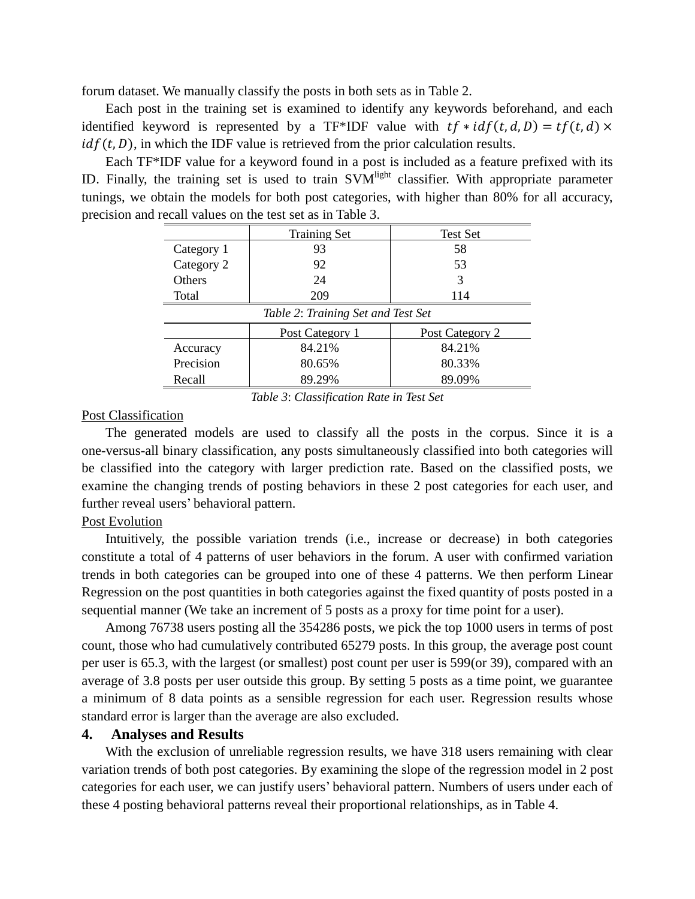forum dataset. We manually classify the posts in both sets as in Table 2.

Each post in the training set is examined to identify any keywords beforehand, and each identified keyword is represented by a TF*IDF value with $tf * idf(t, d, D) = tf(t, d) \times idf(t, D)$, in which the IDF value is retrieved from the prior calculation results.

Each TF*IDF value for a keyword found in a post is included as a feature prefixed with its ID. Finally, the training set is used to train SVM$^{light}$ classifier. With appropriate parameter tunings, we obtain the models for both post categories, with higher than 80% for all accuracy, precision and recall values on the test set as in Table 3.

| | Training Set | Test Set |
|---|---|---|
| Category 1 | 93 | 58 |
| Category 2 | 92 | 53 |
| Others | 24 | 3 |
| Total | 209 | 114 |

*Table 2*: *Training Set and Test Set*

| | Post Category 1 | Post Category 2 |
|---|---|---|
| Accuracy | 84.21% | 84.21% |
| Precision | 80.65% | 80.33% |
| Recall | 89.29% | 89.09% |

*Table 3*: *Classification Rate in Test Set*

Post Classification

The generated models are used to classify all the posts in the corpus. Since it is a one-versus-all binary classification, any posts simultaneously classified into both categories will be classified into the category with larger prediction rate. Based on the classified posts, we examine the changing trends of posting behaviors in these 2 post categories for each user, and further reveal users' behavioral pattern.

Post Evolution

Intuitively, the possible variation trends (i.e., increase or decrease) in both categories constitute a total of 4 patterns of user behaviors in the forum. A user with confirmed variation trends in both categories can be grouped into one of these 4 patterns. We then perform Linear Regression on the post quantities in both categories against the fixed quantity of posts posted in a sequential manner (We take an increment of 5 posts as a proxy for time point for a user).

Among 76738 users posting all the 354286 posts, we pick the top 1000 users in terms of post count, those who had cumulatively contributed 65279 posts. In this group, the average post count per user is 65.3, with the largest (or smallest) post count per user is 599(or 39), compared with an average of 3.8 posts per user outside this group. By setting 5 posts as a time point, we guarantee a minimum of 8 data points as a sensible regression for each user. Regression results whose standard error is larger than the average are also excluded.

## 4. Analyses and Results

With the exclusion of unreliable regression results, we have 318 users remaining with clear variation trends of both post categories. By examining the slope of the regression model in 2 post categories for each user, we can justify users' behavioral pattern. Numbers of users under each of these 4 posting behavioral patterns reveal their proportional relationships, as in Table 4.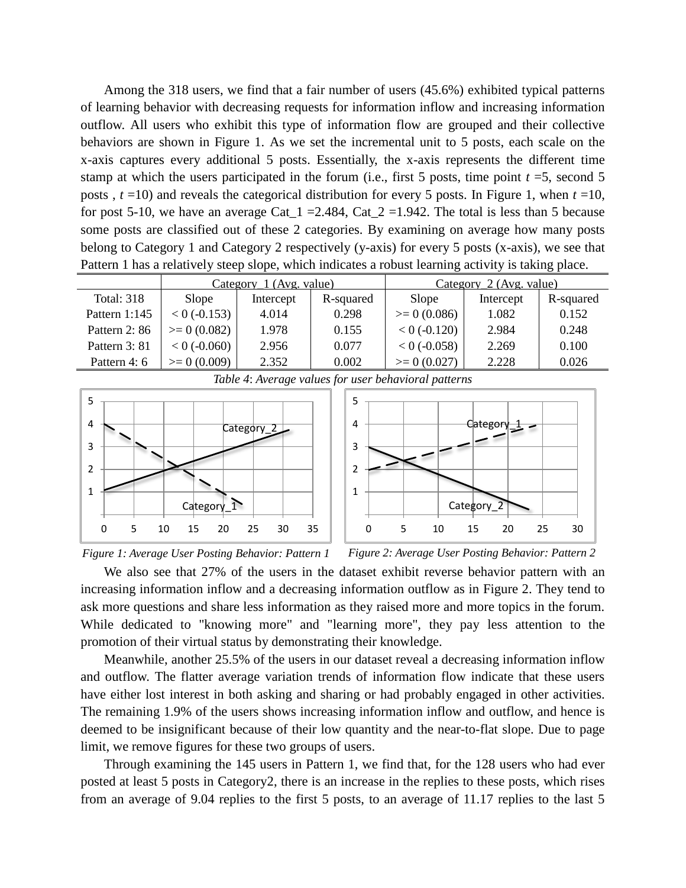Among the 318 users, we find that a fair number of users (45.6%) exhibited typical patterns of learning behavior with decreasing requests for information inflow and increasing information outflow. All users who exhibit this type of information flow are grouped and their collective behaviors are shown in Figure 1. As we set the incremental unit to 5 posts, each scale on the x-axis captures every additional 5 posts. Essentially, the x-axis represents the different time stamp at which the users participated in the forum (i.e., first 5 posts, time point $t$ =5, second 5 posts , $t$ =10) and reveals the categorical distribution for every 5 posts. In Figure 1, when $t$ =10, for post 5-10, we have an average Cat_1 =2.484, Cat_2 =1.942. The total is less than 5 because some posts are classified out of these 2 categories. By examining on average how many posts belong to Category 1 and Category 2 respectively (y-axis) for every 5 posts (x-axis), we see that Pattern 1 has a relatively steep slope, which indicates a robust learning activity is taking place.

| | Category_1 (Avg. value) | | | Category_2 (Avg. value) | | |
|---|---|---|---|---|---|---|
| Total: 318 | Slope | Intercept | R-squared | Slope | Intercept | R-squared |
| Pattern 1:145 | < 0 (-0.153) | 4.014 | 0.298 | >= 0 (0.086) | 1.082 | 0.152 |
| Pattern 2: 86 | >= 0 (0.082) | 1.978 | 0.155 | < 0 (-0.120) | 2.984 | 0.248 |
| Pattern 3: 81 | < 0 (-0.060) | 2.956 | 0.077 | < 0 (-0.058) | 2.269 | 0.100 |
| Pattern 4: 6 | >= 0 (0.009) | 2.352 | 0.002 | >= 0 (0.027) | 2.228 | 0.026 |

*Table 4*: *Average values for user behavioral patterns*

*Figure 1: Average User Posting Behavior: Pattern 1*

*Figure 2: Average User Posting Behavior: Pattern 2*

We also see that 27% of the users in the dataset exhibit reverse behavior pattern with an increasing information inflow and a decreasing information outflow as in Figure 2. They tend to ask more questions and share less information as they raised more and more topics in the forum. While dedicated to "knowing more" and "learning more", they pay less attention to the promotion of their virtual status by demonstrating their knowledge.

Meanwhile, another 25.5% of the users in our dataset reveal a decreasing information inflow and outflow. The flatter average variation trends of information flow indicate that these users have either lost interest in both asking and sharing or had probably engaged in other activities. The remaining 1.9% of the users shows increasing information inflow and outflow, and hence is deemed to be insignificant because of their low quantity and the near-to-flat slope. Due to page limit, we remove figures for these two groups of users.

Through examining the 145 users in Pattern 1, we find that, for the 128 users who had ever posted at least 5 posts in Category2, there is an increase in the replies to these posts, which rises from an average of 9.04 replies to the first 5 posts, to an average of 11.17 replies to the last 5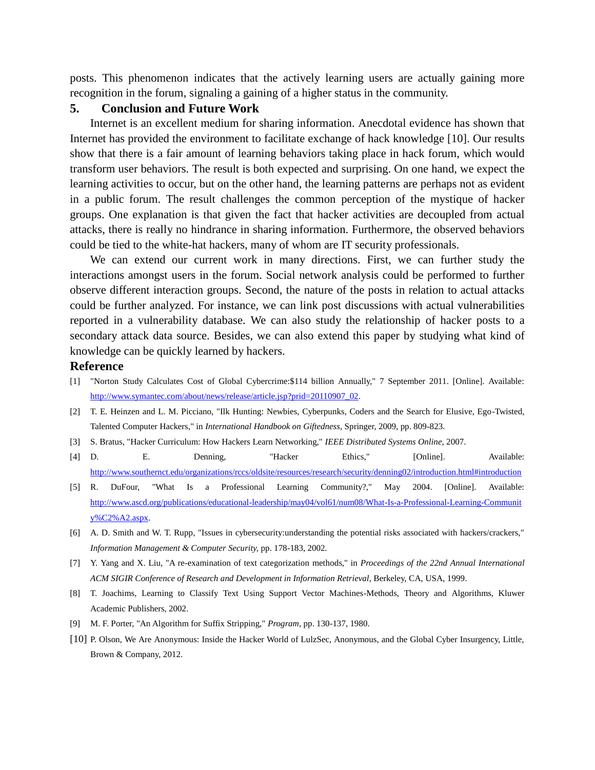posts. This phenomenon indicates that the actively learning users are actually gaining more recognition in the forum, signaling a gaining of a higher status in the community.

## 5. Conclusion and Future Work

Internet is an excellent medium for sharing information. Anecdotal evidence has shown that Internet has provided the environment to facilitate exchange of hack knowledge [10]. Our results show that there is a fair amount of learning behaviors taking place in hack forum, which would transform user behaviors. The result is both expected and surprising. On one hand, we expect the learning activities to occur, but on the other hand, the learning patterns are perhaps not as evident in a public forum. The result challenges the common perception of the mystique of hacker groups. One explanation is that given the fact that hacker activities are decoupled from actual attacks, there is really no hindrance in sharing information. Furthermore, the observed behaviors could be tied to the white-hat hackers, many of whom are IT security professionals.

We can extend our current work in many directions. First, we can further study the interactions amongst users in the forum. Social network analysis could be performed to further observe different interaction groups. Second, the nature of the posts in relation to actual attacks could be further analyzed. For instance, we can link post discussions with actual vulnerabilities reported in a vulnerability database. We can also study the relationship of hacker posts to a secondary attack data source. Besides, we can also extend this paper by studying what kind of knowledge can be quickly learned by hackers.

## Reference

[1] "Norton Study Calculates Cost of Global Cybercrime:$114 billion Annually," 7 September 2011. [Online]. Available: http://www.symantec.com/about/news/release/article.jsp?prid=20110907_02.

[2] T. E. Heinzen and L. M. Picciano, "Ilk Hunting: Newbies, Cyberpunks, Coders and the Search for Elusive, Ego-Twisted, Talented Computer Hackers," in *International Handbook on Giftedness*, Springer, 2009, pp. 809-823.

[3] S. Bratus, "Hacker Curriculum: How Hackers Learn Networking," *IEEE Distributed Systems Online*, 2007.

[4] D. E. Denning, "Hacker Ethics," [Online]. Available: http://www.southernct.edu/organizations/rccs/oldsite/resources/research/security/denning02/introduction.html#introduction

[5] R. DuFour, "What Is a Professional Learning Community?," May 2004. [Online]. Available: http://www.ascd.org/publications/educational-leadership/may04/vol61/num08/What-Is-a-Professional-Learning-Community%C2%A2.aspx.

[6] A. D. Smith and W. T. Rupp, "Issues in cybersecurity:understanding the potential risks associated with hackers/crackers," *Information Management & Computer Security*, pp. 178-183, 2002.

[7] Y. Yang and X. Liu, "A re-examination of text categorization methods," in *Proceedings of the 22nd Annual International ACM SIGIR Conference of Research and Development in Information Retrieval*, Berkeley, CA, USA, 1999.

[8] T. Joachims, Learning to Classify Text Using Support Vector Machines-Methods, Theory and Algorithms, Kluwer Academic Publishers, 2002.

[9] M. F. Porter, "An Algorithm for Suffix Stripping," *Program*, pp. 130-137, 1980.

[10] P. Olson, We Are Anonymous: Inside the Hacker World of LulzSec, Anonymous, and the Global Cyber Insurgency, Little, Brown & Company, 2012.